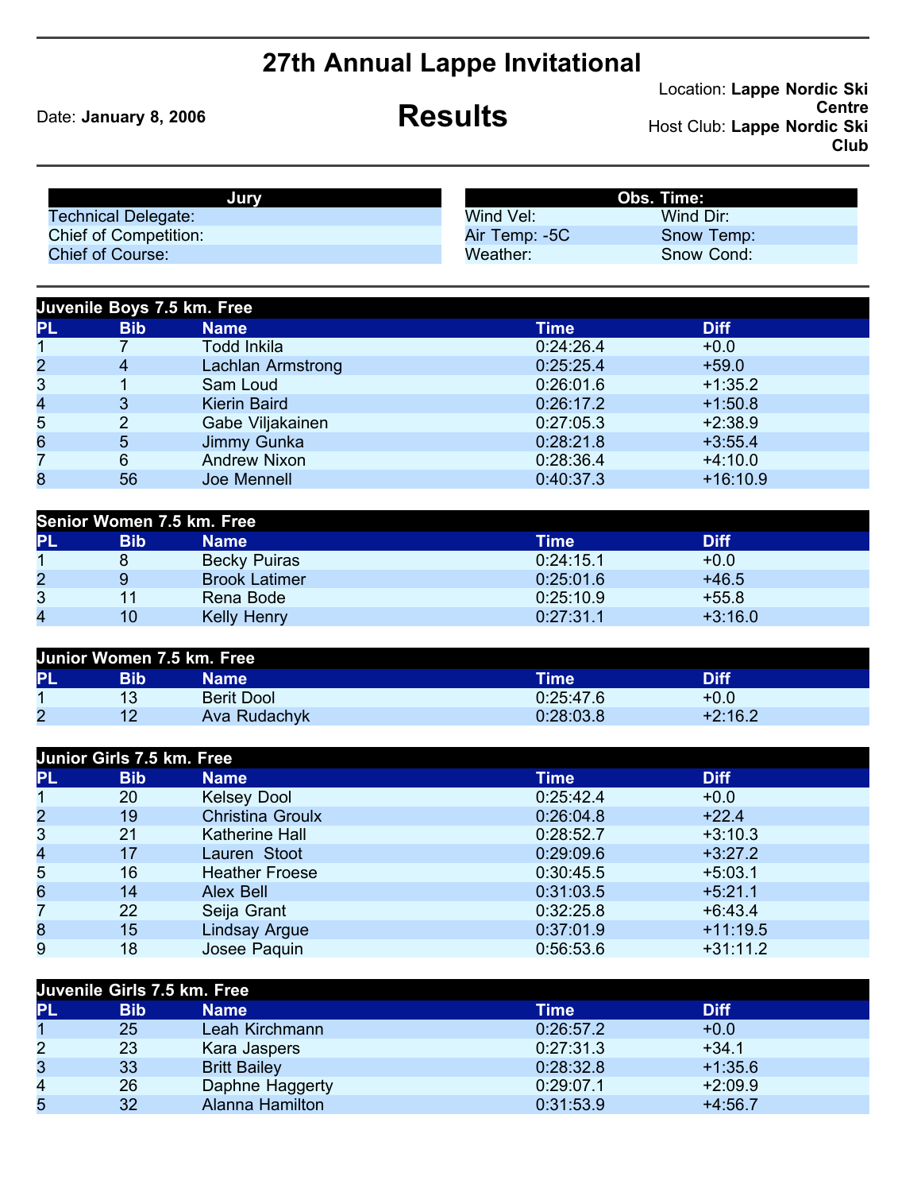# 27th Annual Lappe Invitational

# Results

Date: **January 8, 2006**

Location: **Lappe Nordic Ski Centre**
Host Club: **Lappe Nordic Ski Club**

| Jury |
|---|
| Technical Delegate: |
| Chief of Competition: |
| Chief of Course: |

| Obs. Time: | |
|---|---|
| Wind Vel: | Wind Dir: |
| Air Temp: -5C | Snow Temp: |
| Weather: | Snow Cond: |

### Juvenile Boys 7.5 km. Free

| PL | Bib | Name | Time | Diff |
|---|---|---|---|---|
| 1 | 7 | Todd Inkila | 0:24:26.4 | +0.0 |
| 2 | 4 | Lachlan Armstrong | 0:25:25.4 | +59.0 |
| 3 | 1 | Sam Loud | 0:26:01.6 | +1:35.2 |
| 4 | 3 | Kierin Baird | 0:26:17.2 | +1:50.8 |
| 5 | 2 | Gabe Viljakainen | 0:27:05.3 | +2:38.9 |
| 6 | 5 | Jimmy Gunka | 0:28:21.8 | +3:55.4 |
| 7 | 6 | Andrew Nixon | 0:28:36.4 | +4:10.0 |
| 8 | 56 | Joe Mennell | 0:40:37.3 | +16:10.9 |

### Senior Women 7.5 km. Free

| PL | Bib | Name | Time | Diff |
|---|---|---|---|---|
| 1 | 8 | Becky Puiras | 0:24:15.1 | +0.0 |
| 2 | 9 | Brook Latimer | 0:25:01.6 | +46.5 |
| 3 | 11 | Rena Bode | 0:25:10.9 | +55.8 |
| 4 | 10 | Kelly Henry | 0:27:31.1 | +3:16.0 |

### Junior Women 7.5 km. Free

| PL | Bib | Name | Time | Diff |
|---|---|---|---|---|
| 1 | 13 | Berit Dool | 0:25:47.6 | +0.0 |
| 2 | 12 | Ava Rudachyk | 0:28:03.8 | +2:16.2 |

### Junior Girls 7.5 km. Free

| PL | Bib | Name | Time | Diff |
|---|---|---|---|---|
| 1 | 20 | Kelsey Dool | 0:25:42.4 | +0.0 |
| 2 | 19 | Christina Groulx | 0:26:04.8 | +22.4 |
| 3 | 21 | Katherine Hall | 0:28:52.7 | +3:10.3 |
| 4 | 17 | Lauren Stoot | 0:29:09.6 | +3:27.2 |
| 5 | 16 | Heather Froese | 0:30:45.5 | +5:03.1 |
| 6 | 14 | Alex Bell | 0:31:03.5 | +5:21.1 |
| 7 | 22 | Seija Grant | 0:32:25.8 | +6:43.4 |
| 8 | 15 | Lindsay Argue | 0:37:01.9 | +11:19.5 |
| 9 | 18 | Josee Paquin | 0:56:53.6 | +31:11.2 |

### Juvenile Girls 7.5 km. Free

| PL | Bib | Name | Time | Diff |
|---|---|---|---|---|
| 1 | 25 | Leah Kirchmann | 0:26:57.2 | +0.0 |
| 2 | 23 | Kara Jaspers | 0:27:31.3 | +34.1 |
| 3 | 33 | Britt Bailey | 0:28:32.8 | +1:35.6 |
| 4 | 26 | Daphne Haggerty | 0:29:07.1 | +2:09.9 |
| 5 | 32 | Alanna Hamilton | 0:31:53.9 | +4:56.7 |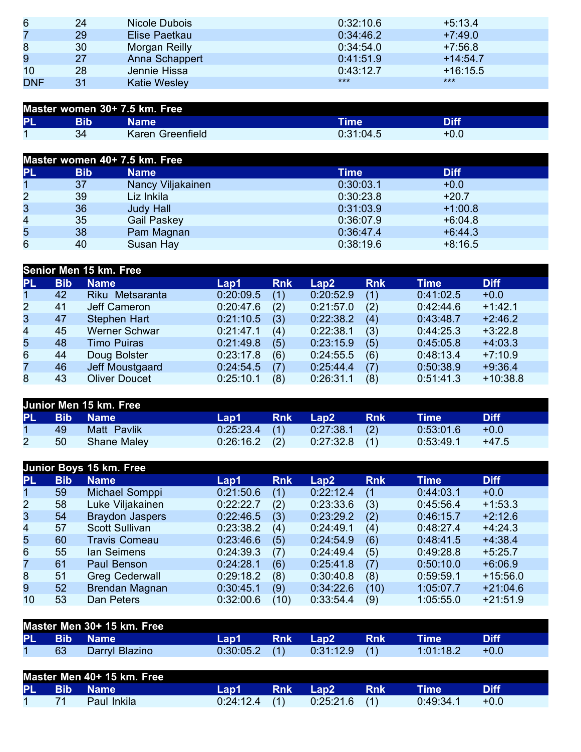| PL | Bib | Name | Time | Diff |
|---|---|---|---|---|
| 6 | 24 | Nicole Dubois | 0:32:10.6 | +5:13.4 |
| 7 | 29 | Elise Paetkau | 0:34:46.2 | +7:49.0 |
| 8 | 30 | Morgan Reilly | 0:34:54.0 | +7:56.8 |
| 9 | 27 | Anna Schappert | 0:41:51.9 | +14:54.7 |
| 10 | 28 | Jennie Hissa | 0:43:12.7 | +16:15.5 |
| DNF | 31 | Katie Wesley | *** | *** |

## Master women 30+ 7.5 km. Free

| PL | Bib | Name | Time | Diff |
|---|---|---|---|---|
| 1 | 34 | Karen Greenfield | 0:31:04.5 | +0.0 |

## Master women 40+ 7.5 km. Free

| PL | Bib | Name | Time | Diff |
|---|---|---|---|---|
| 1 | 37 | Nancy Viljakainen | 0:30:03.1 | +0.0 |
| 2 | 39 | Liz Inkila | 0:30:23.8 | +20.7 |
| 3 | 36 | Judy Hall | 0:31:03.9 | +1:00.8 |
| 4 | 35 | Gail Paskey | 0:36:07.9 | +6:04.8 |
| 5 | 38 | Pam Magnan | 0:36:47.4 | +6:44.3 |
| 6 | 40 | Susan Hay | 0:38:19.6 | +8:16.5 |

## Senior Men 15 km. Free

| PL | Bib | Name | Lap1 | Rnk | Lap2 | Rnk | Time | Diff |
|---|---|---|---|---|---|---|---|---|
| 1 | 42 | Riku Metsaranta | 0:20:09.5 | (1) | 0:20:52.9 | (1) | 0:41:02.5 | +0.0 |
| 2 | 41 | Jeff Cameron | 0:20:47.6 | (2) | 0:21:57.0 | (2) | 0:42:44.6 | +1:42.1 |
| 3 | 47 | Stephen Hart | 0:21:10.5 | (3) | 0:22:38.2 | (4) | 0:43:48.7 | +2:46.2 |
| 4 | 45 | Werner Schwar | 0:21:47.1 | (4) | 0:22:38.1 | (3) | 0:44:25.3 | +3:22.8 |
| 5 | 48 | Timo Puiras | 0:21:49.8 | (5) | 0:23:15.9 | (5) | 0:45:05.8 | +4:03.3 |
| 6 | 44 | Doug Bolster | 0:23:17.8 | (6) | 0:24:55.5 | (6) | 0:48:13.4 | +7:10.9 |
| 7 | 46 | Jeff Moustgaard | 0:24:54.5 | (7) | 0:25:44.4 | (7) | 0:50:38.9 | +9:36.4 |
| 8 | 43 | Oliver Doucet | 0:25:10.1 | (8) | 0:26:31.1 | (8) | 0:51:41.3 | +10:38.8 |

## Junior Men 15 km. Free

| PL | Bib | Name | Lap1 | Rnk | Lap2 | Rnk | Time | Diff |
|---|---|---|---|---|---|---|---|---|
| 1 | 49 | Matt Pavlik | 0:25:23.4 | (1) | 0:27:38.1 | (2) | 0:53:01.6 | +0.0 |
| 2 | 50 | Shane Maley | 0:26:16.2 | (2) | 0:27:32.8 | (1) | 0:53:49.1 | +47.5 |

## Junior Boys 15 km. Free

| PL | Bib | Name | Lap1 | Rnk | Lap2 | Rnk | Time | Diff |
|---|---|---|---|---|---|---|---|---|
| 1 | 59 | Michael Somppi | 0:21:50.6 | (1) | 0:22:12.4 | (1 | 0:44:03.1 | +0.0 |
| 2 | 58 | Luke Viljakainen | 0:22:22.7 | (2) | 0:23:33.6 | (3) | 0:45:56.4 | +1:53.3 |
| 3 | 54 | Braydon Jaspers | 0:22:46.5 | (3) | 0:23:29.2 | (2) | 0:46:15.7 | +2:12.6 |
| 4 | 57 | Scott Sullivan | 0:23:38.2 | (4) | 0:24:49.1 | (4) | 0:48:27.4 | +4:24.3 |
| 5 | 60 | Travis Comeau | 0:23:46.6 | (5) | 0:24:54.9 | (6) | 0:48:41.5 | +4:38.4 |
| 6 | 55 | Ian Seimens | 0:24:39.3 | (7) | 0:24:49.4 | (5) | 0:49:28.8 | +5:25.7 |
| 7 | 61 | Paul Benson | 0:24:28.1 | (6) | 0:25:41.8 | (7) | 0:50:10.0 | +6:06.9 |
| 8 | 51 | Greg Cederwall | 0:29:18.2 | (8) | 0:30:40.8 | (8) | 0:59:59.1 | +15:56.0 |
| 9 | 52 | Brendan Magnan | 0:30:45.1 | (9) | 0:34:22.6 | (10) | 1:05:07.7 | +21:04.6 |
| 10 | 53 | Dan Peters | 0:32:00.6 | (10) | 0:33:54.4 | (9) | 1:05:55.0 | +21:51.9 |

## Master Men 30+ 15 km. Free

| PL | Bib | Name | Lap1 | Rnk | Lap2 | Rnk | Time | Diff |
|---|---|---|---|---|---|---|---|---|
| 1 | 63 | Darryl Blazino | 0:30:05.2 | (1) | 0:31:12.9 | (1) | 1:01:18.2 | +0.0 |

## Master Men 40+ 15 km. Free

| PL | Bib | Name | Lap1 | Rnk | Lap2 | Rnk | Time | Diff |
|---|---|---|---|---|---|---|---|---|
| 1 | 71 | Paul Inkila | 0:24:12.4 | (1) | 0:25:21.6 | (1) | 0:49:34.1 | +0.0 |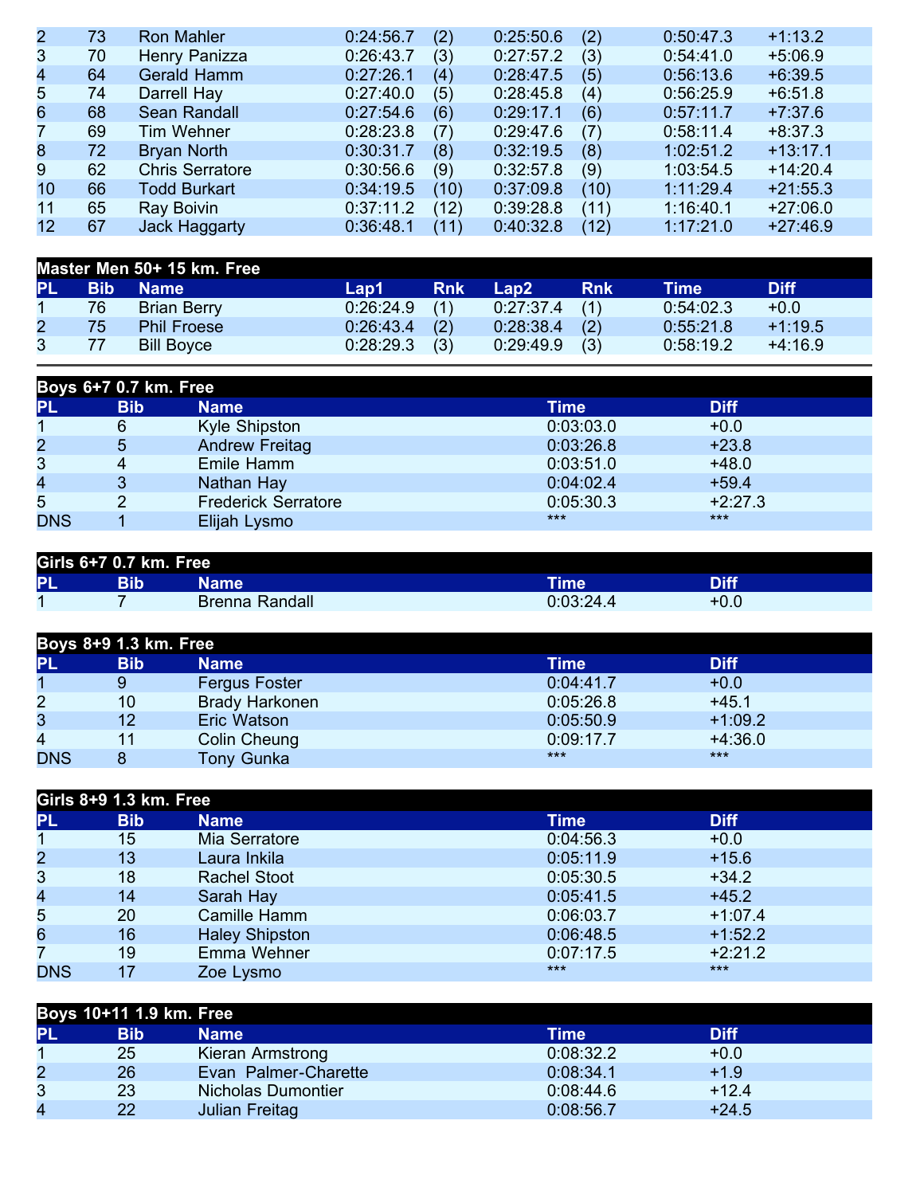| PL | Bib | Name | Lap1 | Rnk | Lap2 | Rnk | Time | Diff |
|---|---|---|---|---|---|---|---|---|
| 2 | 73 | Ron Mahler | 0:24:56.7 | (2) | 0:25:50.6 | (2) | 0:50:47.3 | +1:13.2 |
| 3 | 70 | Henry Panizza | 0:26:43.7 | (3) | 0:27:57.2 | (3) | 0:54:41.0 | +5:06.9 |
| 4 | 64 | Gerald Hamm | 0:27:26.1 | (4) | 0:28:47.5 | (5) | 0:56:13.6 | +6:39.5 |
| 5 | 74 | Darrell Hay | 0:27:40.0 | (5) | 0:28:45.8 | (4) | 0:56:25.9 | +6:51.8 |
| 6 | 68 | Sean Randall | 0:27:54.6 | (6) | 0:29:17.1 | (6) | 0:57:11.7 | +7:37.6 |
| 7 | 69 | Tim Wehner | 0:28:23.8 | (7) | 0:29:47.6 | (7) | 0:58:11.4 | +8:37.3 |
| 8 | 72 | Bryan North | 0:30:31.7 | (8) | 0:32:19.5 | (8) | 1:02:51.2 | +13:17.1 |
| 9 | 62 | Chris Serratore | 0:30:56.6 | (9) | 0:32:57.8 | (9) | 1:03:54.5 | +14:20.4 |
| 10 | 66 | Todd Burkart | 0:34:19.5 | (10) | 0:37:09.8 | (10) | 1:11:29.4 | +21:55.3 |
| 11 | 65 | Ray Boivin | 0:37:11.2 | (12) | 0:39:28.8 | (11) | 1:16:40.1 | +27:06.0 |
| 12 | 67 | Jack Haggarty | 0:36:48.1 | (11) | 0:40:32.8 | (12) | 1:17:21.0 | +27:46.9 |

## Master Men 50+ 15 km. Free

| PL | Bib | Name | Lap1 | Rnk | Lap2 | Rnk | Time | Diff |
|---|---|---|---|---|---|---|---|---|
| 1 | 76 | Brian Berry | 0:26:24.9 | (1) | 0:27:37.4 | (1) | 0:54:02.3 | +0.0 |
| 2 | 75 | Phil Froese | 0:26:43.4 | (2) | 0:28:38.4 | (2) | 0:55:21.8 | +1:19.5 |
| 3 | 77 | Bill Boyce | 0:28:29.3 | (3) | 0:29:49.9 | (3) | 0:58:19.2 | +4:16.9 |

## Boys 6+7 0.7 km. Free

| PL | Bib | Name | Time | Diff |
|---|---|---|---|---|
| 1 | 6 | Kyle Shipston | 0:03:03.0 | +0.0 |
| 2 | 5 | Andrew Freitag | 0:03:26.8 | +23.8 |
| 3 | 4 | Emile Hamm | 0:03:51.0 | +48.0 |
| 4 | 3 | Nathan Hay | 0:04:02.4 | +59.4 |
| 5 | 2 | Frederick Serratore | 0:05:30.3 | +2:27.3 |
| DNS | 1 | Elijah Lysmo | *** | *** |

## Girls 6+7 0.7 km. Free

| PL | Bib | Name | Time | Diff |
|---|---|---|---|---|
| 1 | 7 | Brenna Randall | 0:03:24.4 | +0.0 |

## Boys 8+9 1.3 km. Free

| PL | Bib | Name | Time | Diff |
|---|---|---|---|---|
| 1 | 9 | Fergus Foster | 0:04:41.7 | +0.0 |
| 2 | 10 | Brady Harkonen | 0:05:26.8 | +45.1 |
| 3 | 12 | Eric Watson | 0:05:50.9 | +1:09.2 |
| 4 | 11 | Colin Cheung | 0:09:17.7 | +4:36.0 |
| DNS | 8 | Tony Gunka | *** | *** |

## Girls 8+9 1.3 km. Free

| PL | Bib | Name | Time | Diff |
|---|---|---|---|---|
| 1 | 15 | Mia Serratore | 0:04:56.3 | +0.0 |
| 2 | 13 | Laura Inkila | 0:05:11.9 | +15.6 |
| 3 | 18 | Rachel Stoot | 0:05:30.5 | +34.2 |
| 4 | 14 | Sarah Hay | 0:05:41.5 | +45.2 |
| 5 | 20 | Camille Hamm | 0:06:03.7 | +1:07.4 |
| 6 | 16 | Haley Shipston | 0:06:48.5 | +1:52.2 |
| 7 | 19 | Emma Wehner | 0:07:17.5 | +2:21.2 |
| DNS | 17 | Zoe Lysmo | *** | *** |

## Boys 10+11 1.9 km. Free

| PL | Bib | Name | Time | Diff |
|---|---|---|---|---|
| 1 | 25 | Kieran Armstrong | 0:08:32.2 | +0.0 |
| 2 | 26 | Evan Palmer-Charette | 0:08:34.1 | +1.9 |
| 3 | 23 | Nicholas Dumontier | 0:08:44.6 | +12.4 |
| 4 | 22 | Julian Freitag | 0:08:56.7 | +24.5 |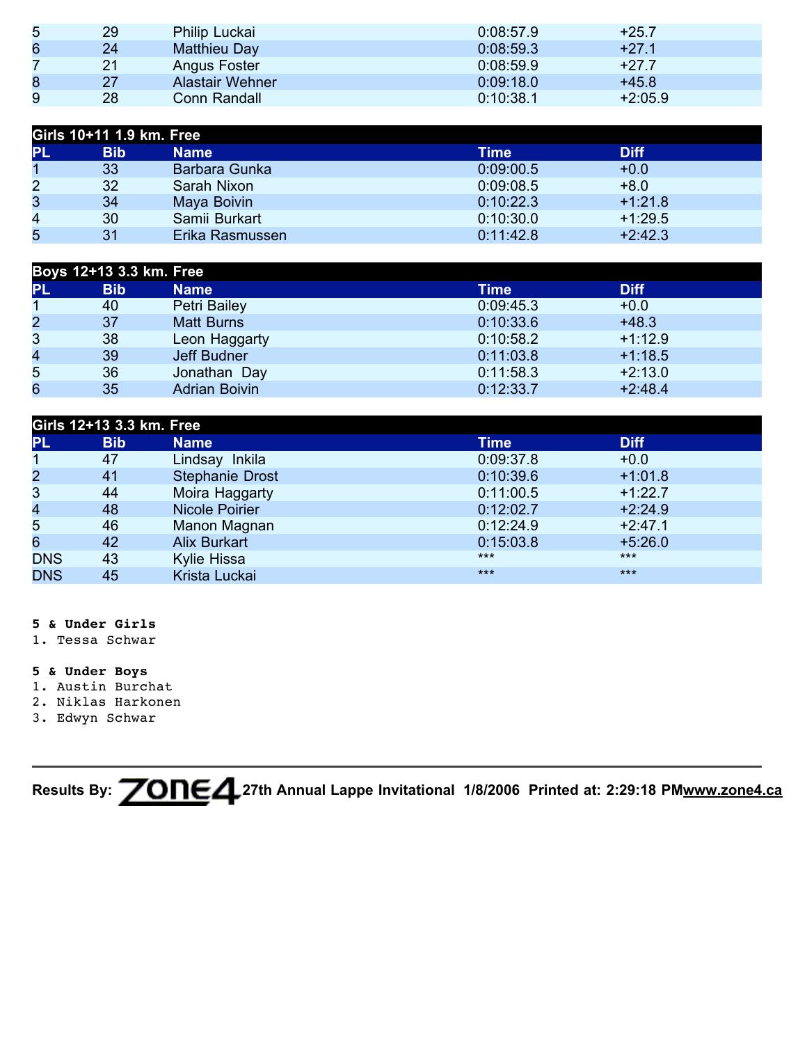| PL | Bib | Name | Time | Diff |
|---|---|---|---|---|
| 5 | 29 | Philip Luckai | 0:08:57.9 | +25.7 |
| 6 | 24 | Matthieu Day | 0:08:59.3 | +27.1 |
| 7 | 21 | Angus Foster | 0:08:59.9 | +27.7 |
| 8 | 27 | Alastair Wehner | 0:09:18.0 | +45.8 |
| 9 | 28 | Conn Randall | 0:10:38.1 | +2:05.9 |

**Girls 10+11 1.9 km. Free**

| PL | Bib | Name | Time | Diff |
|---|---|---|---|---|
| 1 | 33 | Barbara Gunka | 0:09:00.5 | +0.0 |
| 2 | 32 | Sarah Nixon | 0:09:08.5 | +8.0 |
| 3 | 34 | Maya Boivin | 0:10:22.3 | +1:21.8 |
| 4 | 30 | Samii Burkart | 0:10:30.0 | +1:29.5 |
| 5 | 31 | Erika Rasmussen | 0:11:42.8 | +2:42.3 |

**Boys 12+13 3.3 km. Free**

| PL | Bib | Name | Time | Diff |
|---|---|---|---|---|
| 1 | 40 | Petri Bailey | 0:09:45.3 | +0.0 |
| 2 | 37 | Matt Burns | 0:10:33.6 | +48.3 |
| 3 | 38 | Leon Haggarty | 0:10:58.2 | +1:12.9 |
| 4 | 39 | Jeff Budner | 0:11:03.8 | +1:18.5 |
| 5 | 36 | Jonathan Day | 0:11:58.3 | +2:13.0 |
| 6 | 35 | Adrian Boivin | 0:12:33.7 | +2:48.4 |

**Girls 12+13 3.3 km. Free**

| PL | Bib | Name | Time | Diff |
|---|---|---|---|---|
| 1 | 47 | Lindsay Inkila | 0:09:37.8 | +0.0 |
| 2 | 41 | Stephanie Drost | 0:10:39.6 | +1:01.8 |
| 3 | 44 | Moira Haggarty | 0:11:00.5 | +1:22.7 |
| 4 | 48 | Nicole Poirier | 0:12:02.7 | +2:24.9 |
| 5 | 46 | Manon Magnan | 0:12:24.9 | +2:47.1 |
| 6 | 42 | Alix Burkart | 0:15:03.8 | +5:26.0 |
| DNS | 43 | Kylie Hissa | *** | *** |
| DNS | 45 | Krista Luckai | *** | *** |

**5 & Under Girls**

1. Tessa Schwar

**5 & Under Boys**

1. Austin Burchat
2. Niklas Harkonen
3. Edwyn Schwar

**Results By:** ZONE4 **27th Annual Lappe Invitational 1/8/2006 Printed at: 2:29:18 PM** www.zone4.ca